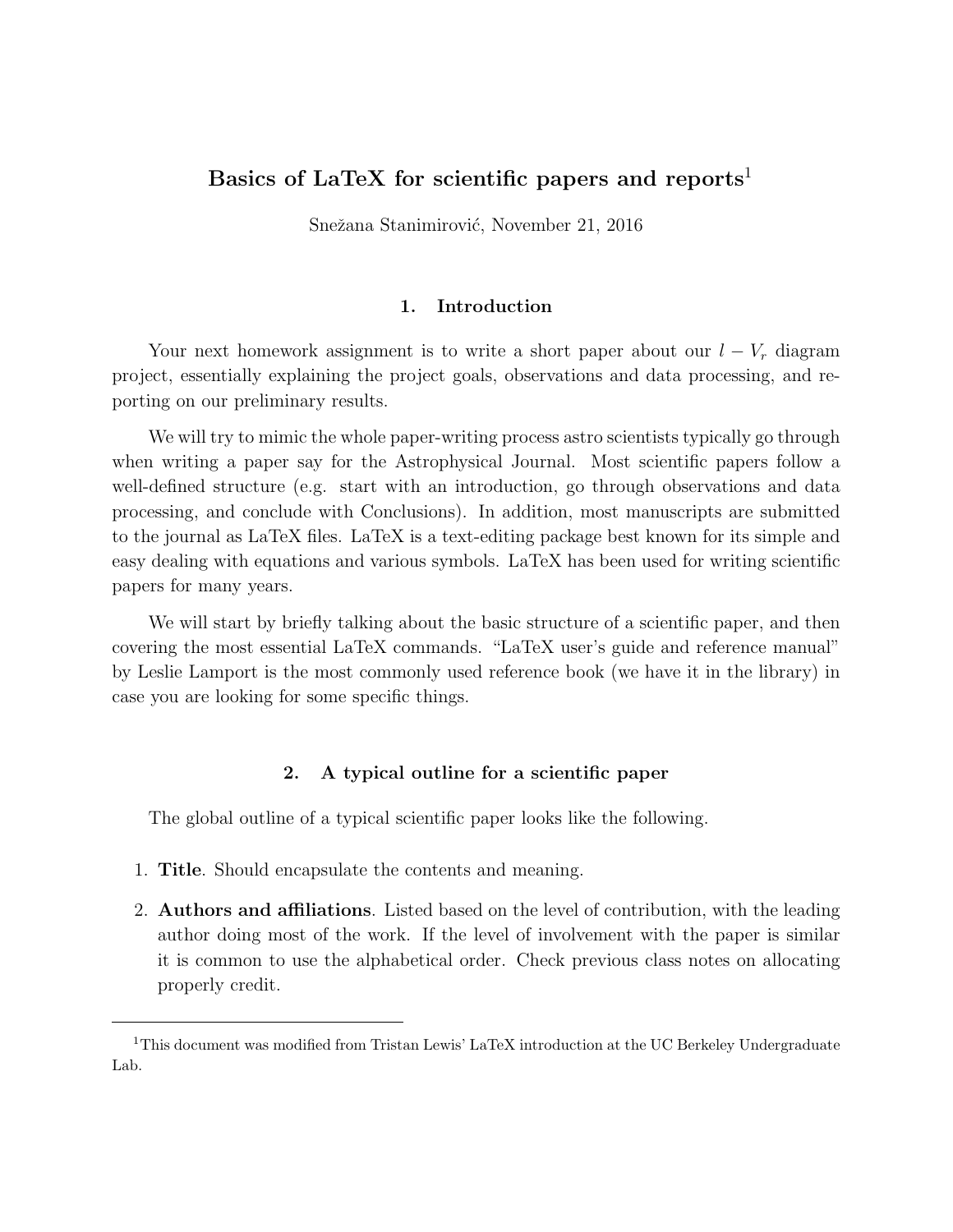# Basics of LaTeX for scientific papers and reports[1]

Snežana Stanimirović, November 21, 2016

## 1. Introduction

Your next homework assignment is to write a short paper about our $l - V_r$ diagram project, essentially explaining the project goals, observations and data processing, and reporting on our preliminary results.

We will try to mimic the whole paper-writing process astro scientists typically go through when writing a paper say for the Astrophysical Journal. Most scientific papers follow a well-defined structure (e.g. start with an introduction, go through observations and data processing, and conclude with Conclusions). In addition, most manuscripts are submitted to the journal as LaTeX files. LaTeX is a text-editing package best known for its simple and easy dealing with equations and various symbols. LaTeX has been used for writing scientific papers for many years.

We will start by briefly talking about the basic structure of a scientific paper, and then covering the most essential LaTeX commands. "LaTeX user's guide and reference manual" by Leslie Lamport is the most commonly used reference book (we have it in the library) in case you are looking for some specific things.

## 2. A typical outline for a scientific paper

The global outline of a typical scientific paper looks like the following.

1. **Title**. Should encapsulate the contents and meaning.
2. **Authors and affiliations**. Listed based on the level of contribution, with the leading author doing most of the work. If the level of involvement with the paper is similar it is common to use the alphabetical order. Check previous class notes on allocating properly credit.

---

[1] This document was modified from Tristan Lewis' LaTeX introduction at the UC Berkeley Undergraduate Lab.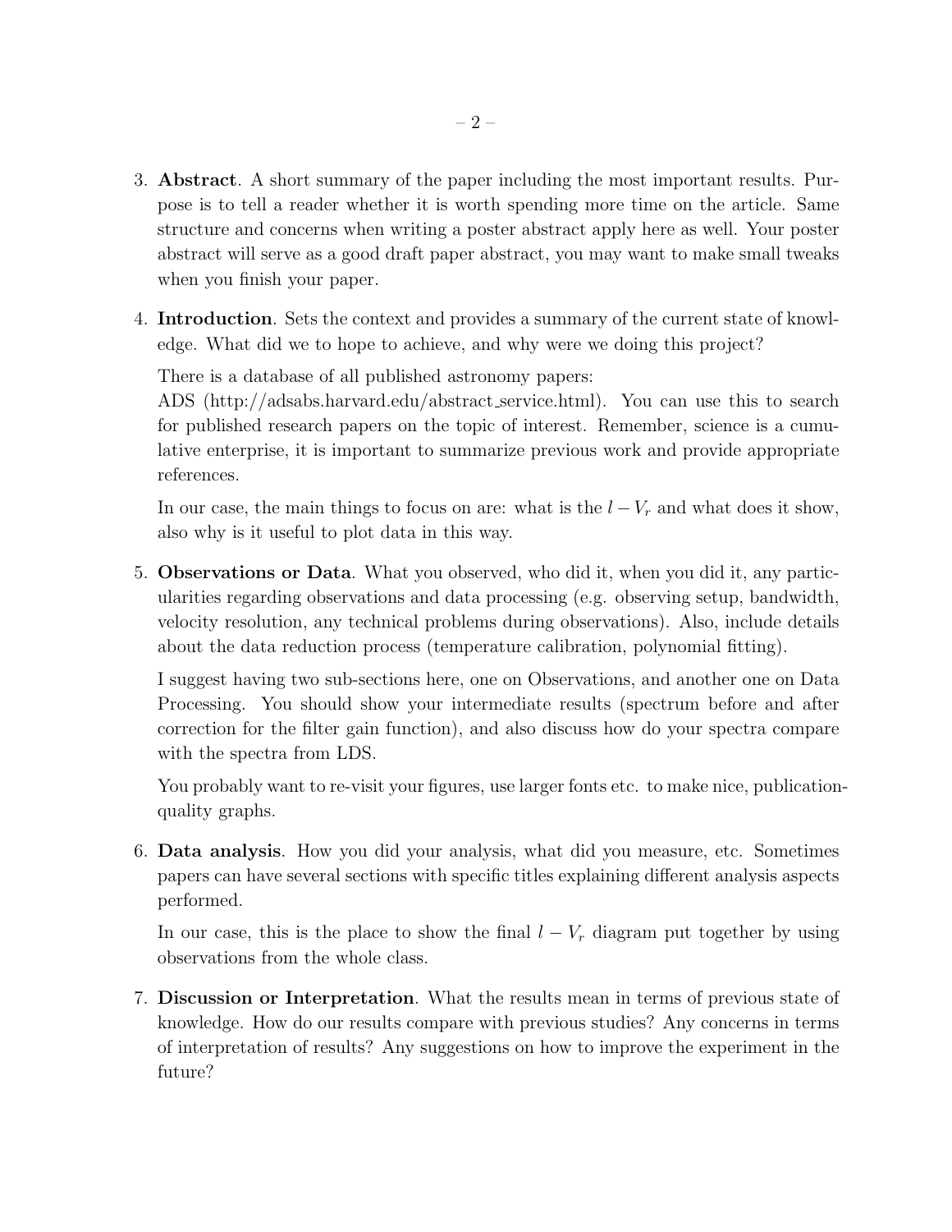3. **Abstract**. A short summary of the paper including the most important results. Purpose is to tell a reader whether it is worth spending more time on the article. Same structure and concerns when writing a poster abstract apply here as well. Your poster abstract will serve as a good draft paper abstract, you may want to make small tweaks when you finish your paper.

4. **Introduction**. Sets the context and provides a summary of the current state of knowledge. What did we to hope to achieve, and why were we doing this project?

   There is a database of all published astronomy papers:
   ADS (http://adsabs.harvard.edu/abstract_service.html). You can use this to search for published research papers on the topic of interest. Remember, science is a cumulative enterprise, it is important to summarize previous work and provide appropriate references.

   In our case, the main things to focus on are: what is the $l - V_r$ and what does it show, also why is it useful to plot data in this way.

5. **Observations or Data**. What you observed, who did it, when you did it, any particularities regarding observations and data processing (e.g. observing setup, bandwidth, velocity resolution, any technical problems during observations). Also, include details about the data reduction process (temperature calibration, polynomial fitting).

   I suggest having two sub-sections here, one on Observations, and another one on Data Processing. You should show your intermediate results (spectrum before and after correction for the filter gain function), and also discuss how do your spectra compare with the spectra from LDS.

   You probably want to re-visit your figures, use larger fonts etc. to make nice, publication-quality graphs.

6. **Data analysis**. How you did your analysis, what did you measure, etc. Sometimes papers can have several sections with specific titles explaining different analysis aspects performed.

   In our case, this is the place to show the final $l - V_r$ diagram put together by using observations from the whole class.

7. **Discussion or Interpretation**. What the results mean in terms of previous state of knowledge. How do our results compare with previous studies? Any concerns in terms of interpretation of results? Any suggestions on how to improve the experiment in the future?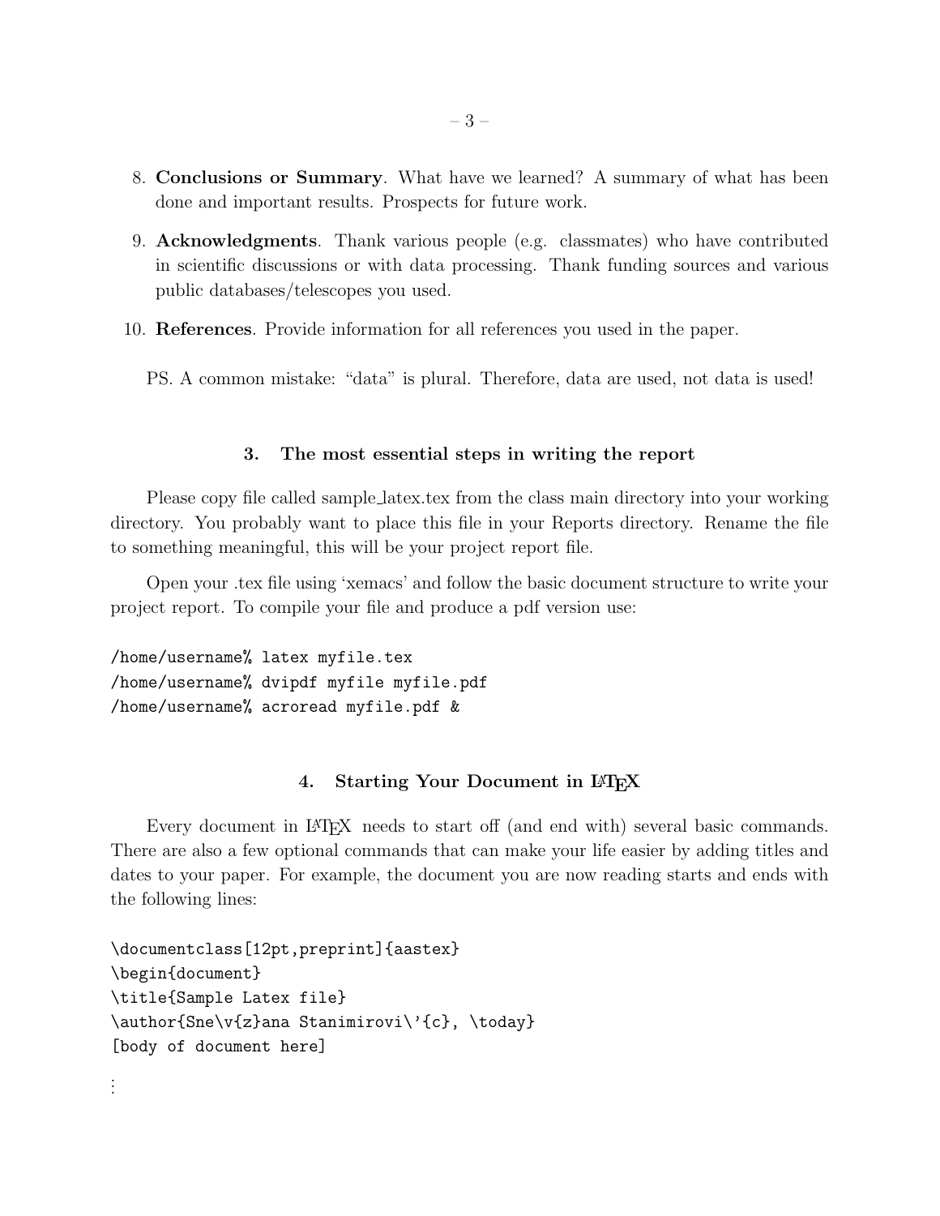8. **Conclusions or Summary**. What have we learned? A summary of what has been done and important results. Prospects for future work.

9. **Acknowledgments**. Thank various people (e.g. classmates) who have contributed in scientific discussions or with data processing. Thank funding sources and various public databases/telescopes you used.

10. **References**. Provide information for all references you used in the paper.

PS. A common mistake: "data" is plural. Therefore, data are used, not data is used!

## 3. The most essential steps in writing the report

Please copy file called sample_latex.tex from the class main directory into your working directory. You probably want to place this file in your Reports directory. Rename the file to something meaningful, this will be your project report file.

Open your .tex file using 'xemacs' and follow the basic document structure to write your project report. To compile your file and produce a pdf version use:

```
/home/username% latex myfile.tex
/home/username% dvipdf myfile myfile.pdf
/home/username% acroread myfile.pdf &
```

## 4. Starting Your Document in LaTeX

Every document in LaTeX needs to start off (and end with) several basic commands. There are also a few optional commands that can make your life easier by adding titles and dates to your paper. For example, the document you are now reading starts and ends with the following lines:

```
\documentclass[12pt,preprint]{aastex}
\begin{document}
\title{Sample Latex file}
\author{Sne\v{z}ana Stanimirovi\'{c}, \today}
[body of document here]
```

⋮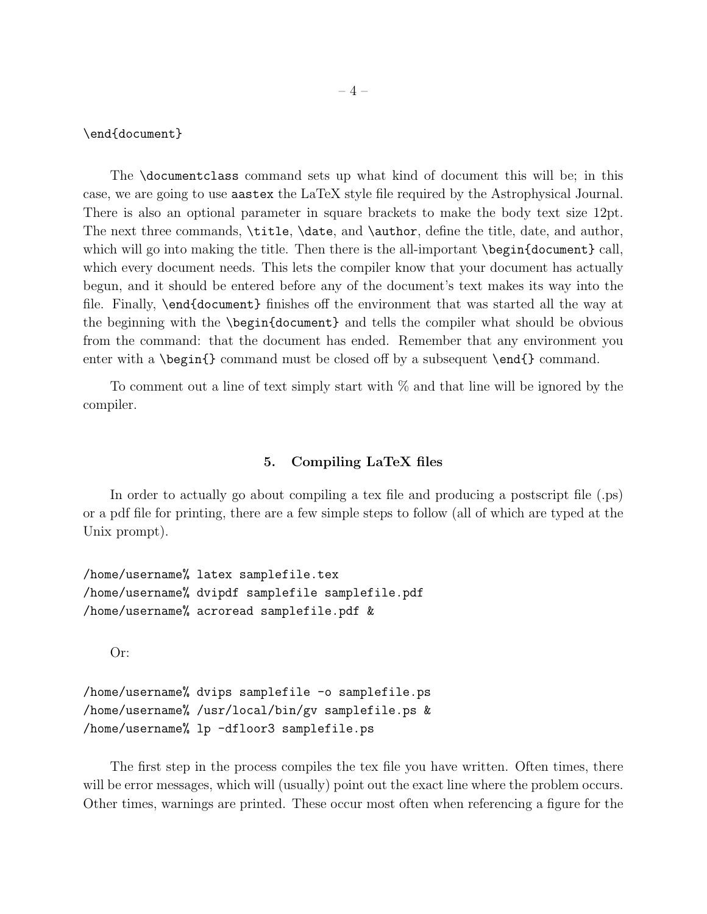```
\end{document}
```

The `\documentclass` command sets up what kind of document this will be; in this case, we are going to use `aastex` the LaTeX style file required by the Astrophysical Journal. There is also an optional parameter in square brackets to make the body text size 12pt. The next three commands, `\title`, `\date`, and `\author`, define the title, date, and author, which will go into making the title. Then there is the all-important `\begin{document}` call, which every document needs. This lets the compiler know that your document has actually begun, and it should be entered before any of the document's text makes its way into the file. Finally, `\end{document}` finishes off the environment that was started all the way at the beginning with the `\begin{document}` and tells the compiler what should be obvious from the command: that the document has ended. Remember that any environment you enter with a `\begin{}` command must be closed off by a subsequent `\end{}` command.

To comment out a line of text simply start with % and that line will be ignored by the compiler.

## 5. Compiling LaTeX files

In order to actually go about compiling a tex file and producing a postscript file (.ps) or a pdf file for printing, there are a few simple steps to follow (all of which are typed at the Unix prompt).

```
/home/username% latex samplefile.tex
/home/username% dvipdf samplefile samplefile.pdf
/home/username% acroread samplefile.pdf &
```

Or:

```
/home/username% dvips samplefile -o samplefile.ps
/home/username% /usr/local/bin/gv samplefile.ps &
/home/username% lp -dfloor3 samplefile.ps
```

The first step in the process compiles the tex file you have written. Often times, there will be error messages, which will (usually) point out the exact line where the problem occurs. Other times, warnings are printed. These occur most often when referencing a figure for the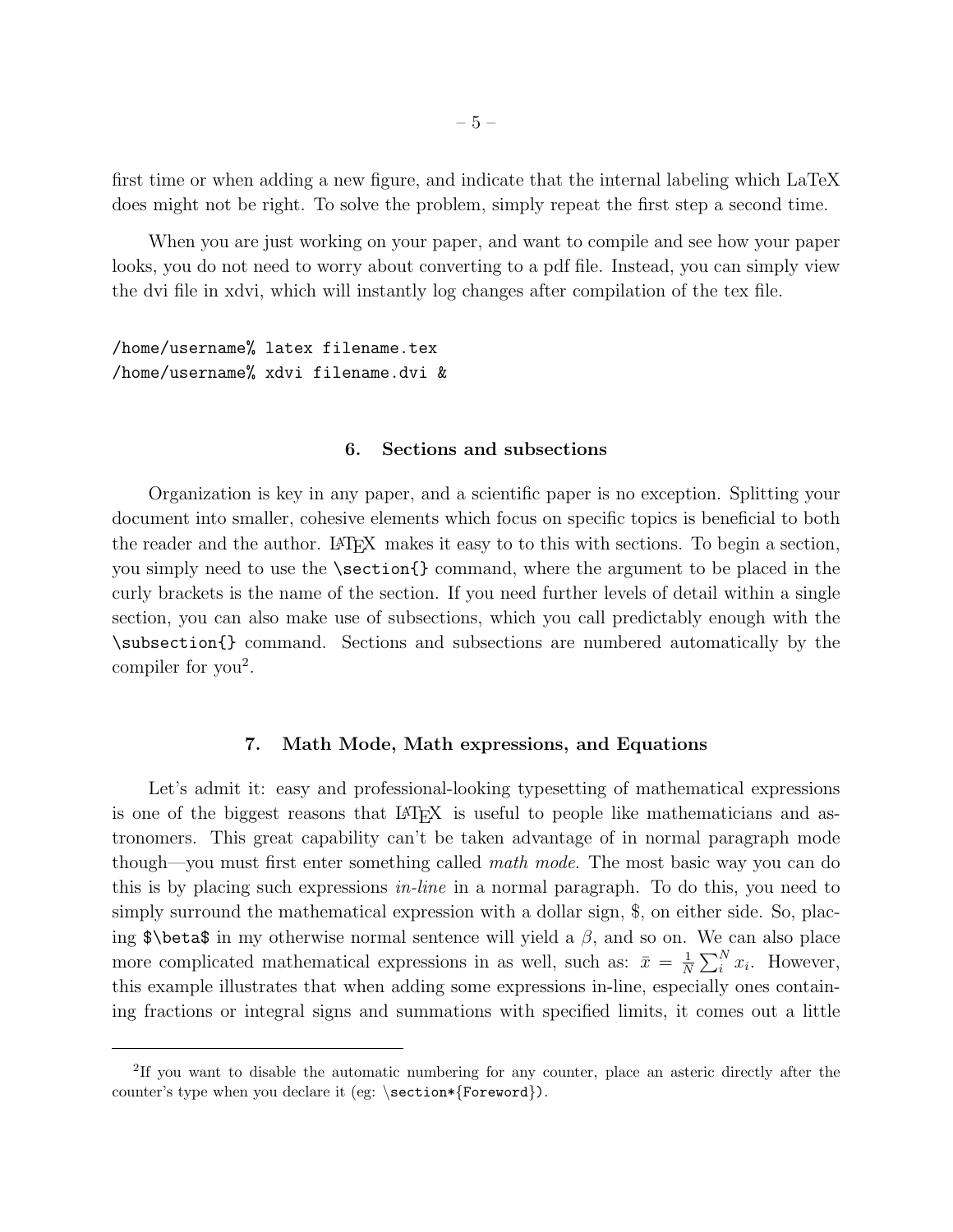first time or when adding a new figure, and indicate that the internal labeling which LaTeX does might not be right. To solve the problem, simply repeat the first step a second time.

When you are just working on your paper, and want to compile and see how your paper looks, you do not need to worry about converting to a pdf file. Instead, you can simply view the dvi file in xdvi, which will instantly log changes after compilation of the tex file.

```
/home/username% latex filename.tex
/home/username% xdvi filename.dvi &
```

## 6. Sections and subsections

Organization is key in any paper, and a scientific paper is no exception. Splitting your document into smaller, cohesive elements which focus on specific topics is beneficial to both the reader and the author. LaTeX makes it easy to to this with sections. To begin a section, you simply need to use the `\section{}` command, where the argument to be placed in the curly brackets is the name of the section. If you need further levels of detail within a single section, you can also make use of subsections, which you call predictably enough with the `\subsection{}` command. Sections and subsections are numbered automatically by the compiler for you[2].

## 7. Math Mode, Math expressions, and Equations

Let's admit it: easy and professional-looking typesetting of mathematical expressions is one of the biggest reasons that LaTeX is useful to people like mathematicians and astronomers. This great capability can't be taken advantage of in normal paragraph mode though—you must first enter something called *math mode*. The most basic way you can do this is by placing such expressions *in-line* in a normal paragraph. To do this, you need to simply surround the mathematical expression with a dollar sign, $, on either side. So, placing `$\beta$` in my otherwise normal sentence will yield a $\beta$, and so on. We can also place more complicated mathematical expressions in as well, such as: $\bar{x} = \frac{1}{N}\sum_i^N x_i$. However, this example illustrates that when adding some expressions in-line, especially ones containing fractions or integral signs and summations with specified limits, it comes out a little

---

[2] If you want to disable the automatic numbering for any counter, place an asteric directly after the counter's type when you declare it (eg: `\section*{Foreword}`).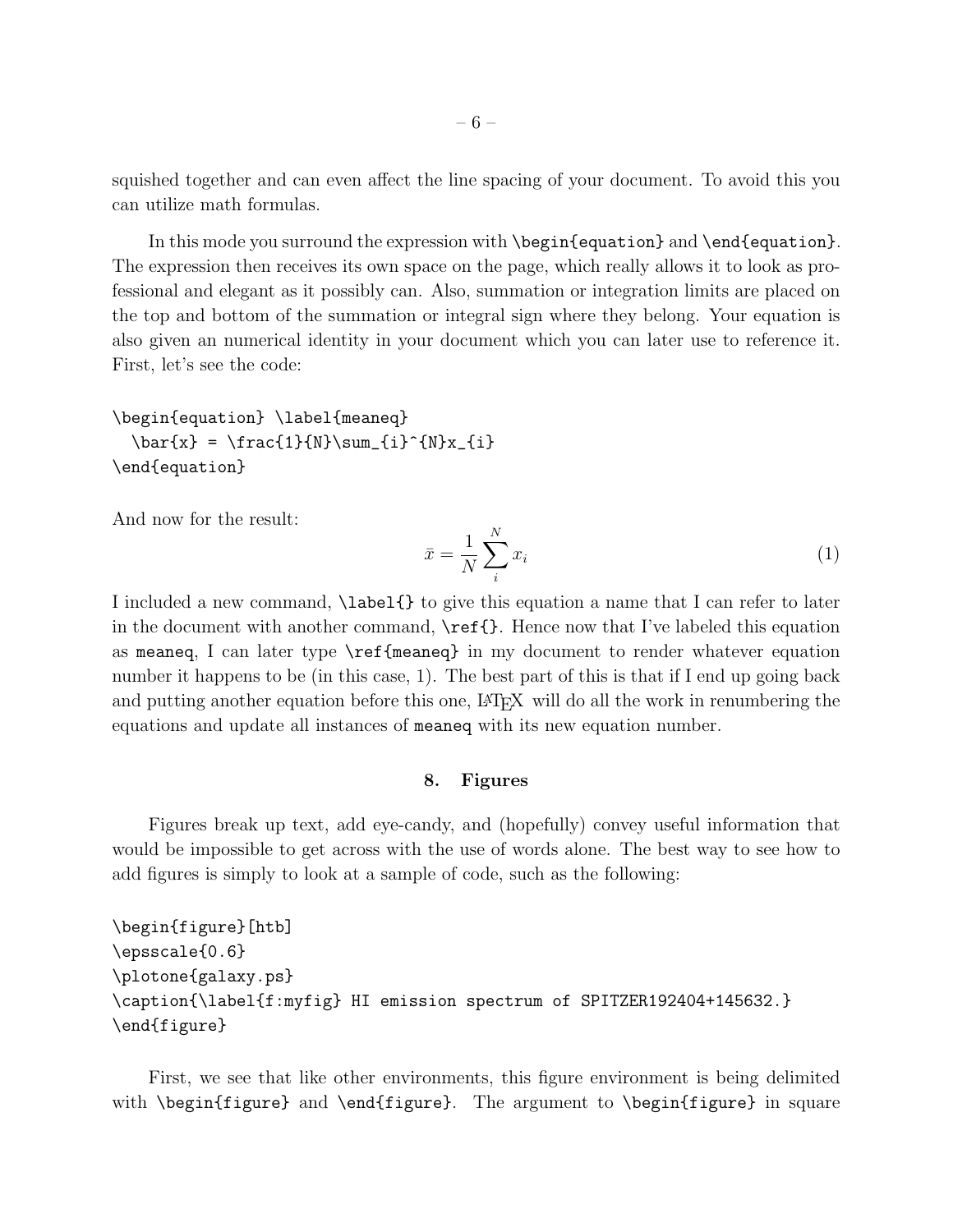squished together and can even affect the line spacing of your document. To avoid this you can utilize math formulas.

In this mode you surround the expression with `\begin{equation}` and `\end{equation}`. The expression then receives its own space on the page, which really allows it to look as professional and elegant as it possibly can. Also, summation or integration limits are placed on the top and bottom of the summation or integral sign where they belong. Your equation is also given an numerical identity in your document which you can later use to reference it. First, let's see the code:

```
\begin{equation} \label{meaneq}
  \bar{x} = \frac{1}{N}\sum_{i}^{N}x_{i}
\end{equation}
```

And now for the result:

$$\bar{x} = \frac{1}{N}\sum_{i}^{N}x_{i} \tag{1}$$

I included a new command, `\label{}` to give this equation a name that I can refer to later in the document with another command, `\ref{}`. Hence now that I've labeled this equation as `meaneq`, I can later type `\ref{meaneq}` in my document to render whatever equation number it happens to be (in this case, 1). The best part of this is that if I end up going back and putting another equation before this one, LaTeX will do all the work in renumbering the equations and update all instances of `meaneq` with its new equation number.

## 8. Figures

Figures break up text, add eye-candy, and (hopefully) convey useful information that would be impossible to get across with the use of words alone. The best way to see how to add figures is simply to look at a sample of code, such as the following:

```
\begin{figure}[htb]
\epsscale{0.6}
\plotone{galaxy.ps}
\caption{\label{f:myfig} HI emission spectrum of SPITZER192404+145632.}
\end{figure}
```

First, we see that like other environments, this figure environment is being delimited with `\begin{figure}` and `\end{figure}`. The argument to `\begin{figure}` in square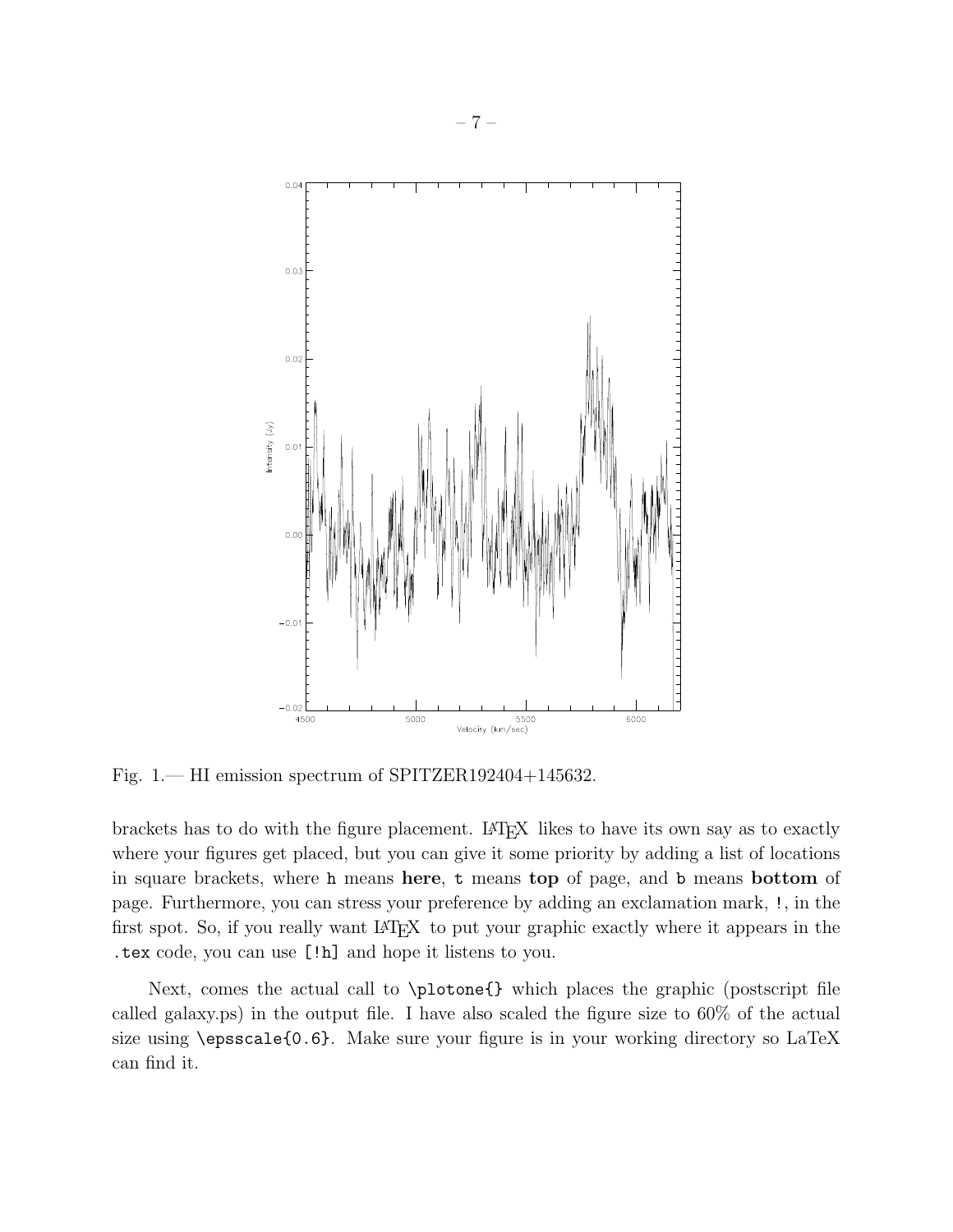Fig. 1.— HI emission spectrum of SPITZER192404+145632.

brackets has to do with the figure placement. LaTeX likes to have its own say as to exactly where your figures get placed, but you can give it some priority by adding a list of locations in square brackets, where `h` means **here**, `t` means **top** of page, and `b` means **bottom** of page. Furthermore, you can stress your preference by adding an exclamation mark, `!`, in the first spot. So, if you really want LaTeX to put your graphic exactly where it appears in the `.tex` code, you can use `[!h]` and hope it listens to you.

Next, comes the actual call to `\plotone{}` which places the graphic (postscript file called galaxy.ps) in the output file. I have also scaled the figure size to 60% of the actual size using `\epsscale{0.6}`. Make sure your figure is in your working directory so LaTeX can find it.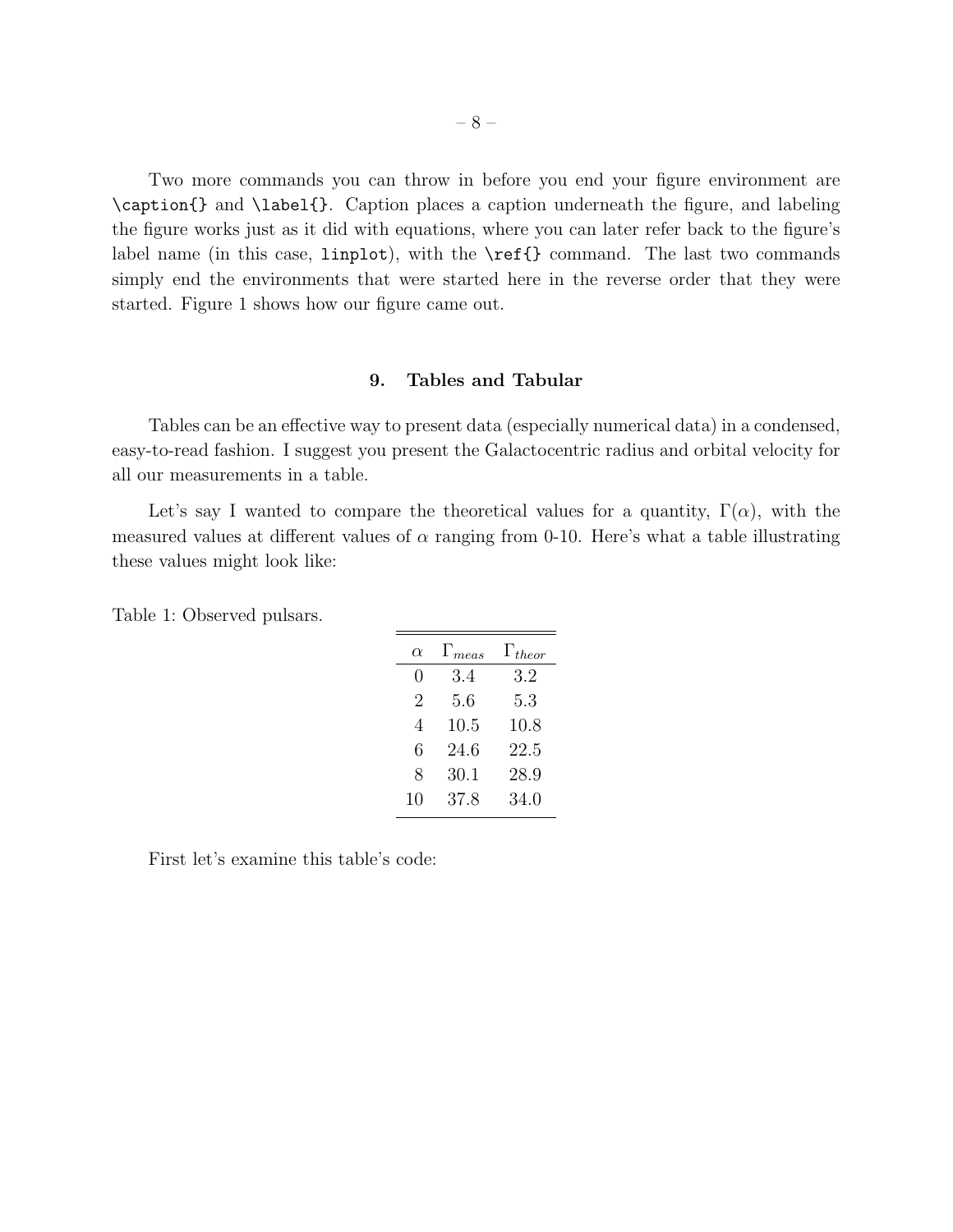Two more commands you can throw in before you end your figure environment are `\caption{}` and `\label{}`. Caption places a caption underneath the figure, and labeling the figure works just as it did with equations, where you can later refer back to the figure's label name (in this case, `linplot`), with the `\ref{}` command. The last two commands simply end the environments that were started here in the reverse order that they were started. Figure 1 shows how our figure came out.

## 9. Tables and Tabular

Tables can be an effective way to present data (especially numerical data) in a condensed, easy-to-read fashion. I suggest you present the Galactocentric radius and orbital velocity for all our measurements in a table.

Let's say I wanted to compare the theoretical values for a quantity, $\Gamma(\alpha)$, with the measured values at different values of $\alpha$ ranging from 0-10. Here's what a table illustrating these values might look like:

Table 1: Observed pulsars.

| $\alpha$ | $\Gamma_{meas}$ | $\Gamma_{theor}$ |
|---|---|---|
| 0 | 3.4 | 3.2 |
| 2 | 5.6 | 5.3 |
| 4 | 10.5 | 10.8 |
| 6 | 24.6 | 22.5 |
| 8 | 30.1 | 28.9 |
| 10 | 37.8 | 34.0 |

First let's examine this table's code: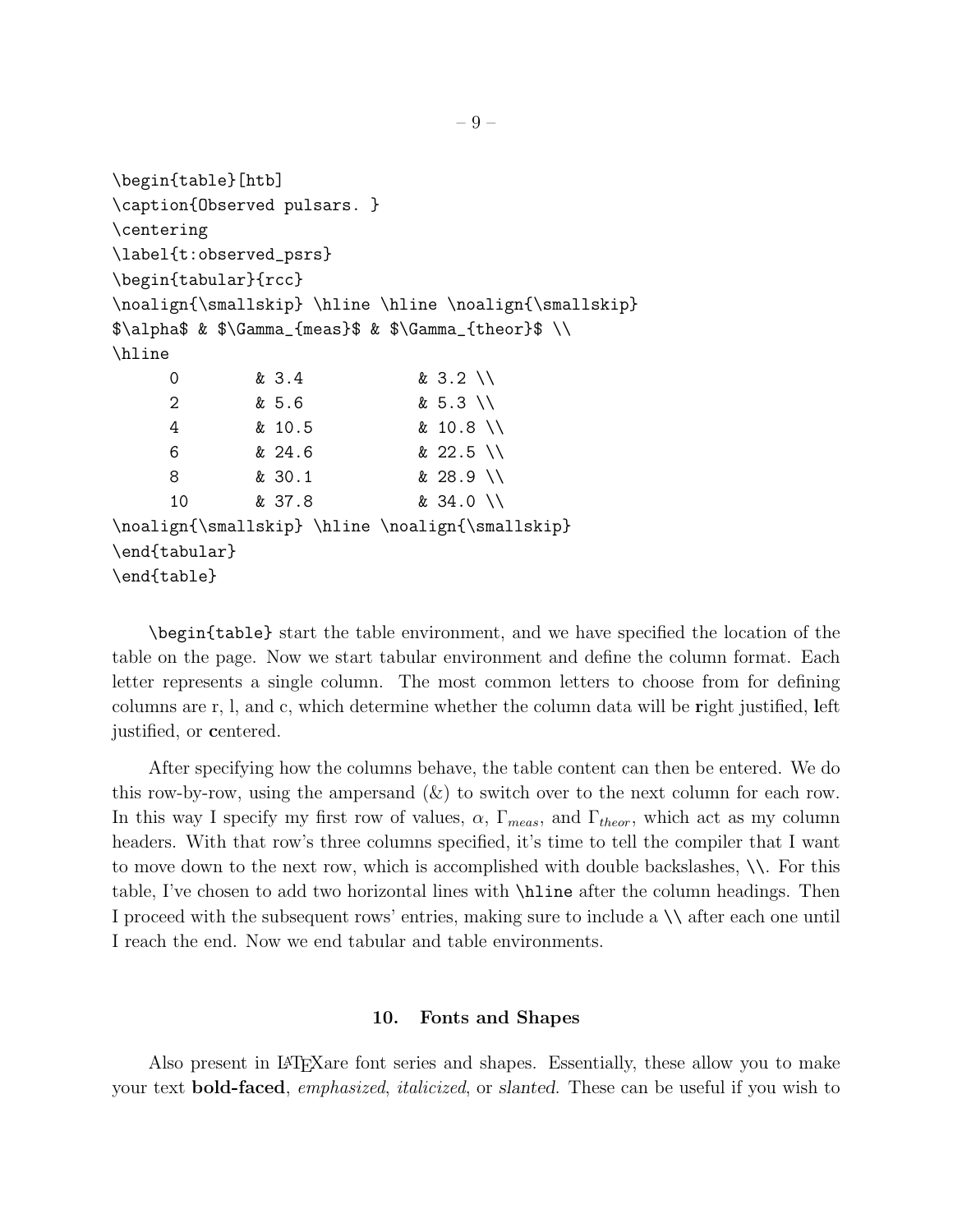```
\begin{table}[htb]
\caption{Observed pulsars. }
\centering
\label{t:observed_psrs}
\begin{tabular}{rcc}
\noalign{\smallskip} \hline \hline \noalign{\smallskip}
$\alpha$ & $\Gamma_{meas}$ & $\Gamma_{theor}$ \\
\hline
     0        & 3.4            & 3.2 \\
     2        & 5.6            & 5.3 \\
     4        & 10.5           & 10.8 \\
     6        & 24.6           & 22.5 \\
     8        & 30.1           & 28.9 \\
     10       & 37.8           & 34.0 \\
\noalign{\smallskip} \hline \noalign{\smallskip}
\end{tabular}
\end{table}
```

`\begin{table}` start the table environment, and we have specified the location of the table on the page. Now we start tabular environment and define the column format. Each letter represents a single column. The most common letters to choose from for defining columns are r, l, and c, which determine whether the column data will be **r**ight justified, **l**eft justified, or **c**entered.

After specifying how the columns behave, the table content can then be entered. We do this row-by-row, using the ampersand (&) to switch over to the next column for each row. In this way I specify my first row of values, $\alpha$, $\Gamma_{meas}$, and $\Gamma_{theor}$, which act as my column headers. With that row's three columns specified, it's time to tell the compiler that I want to move down to the next row, which is accomplished with double backslashes, `\\`. For this table, I've chosen to add two horizontal lines with `\hline` after the column headings. Then I proceed with the subsequent rows' entries, making sure to include a `\\` after each one until I reach the end. Now we end tabular and table environments.

## 10. Fonts and Shapes

Also present in LaTeXare font series and shapes. Essentially, these allow you to make your text **bold-faced**, *emphasized*, *italicized*, or *slanted*. These can be useful if you wish to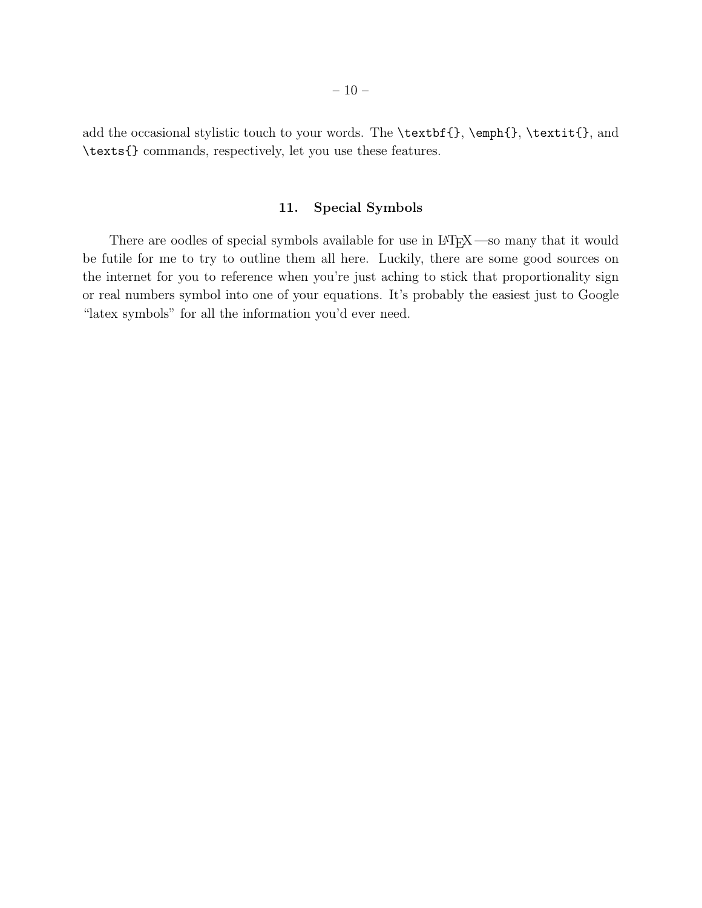add the occasional stylistic touch to your words. The `\textbf{}`, `\emph{}`, `\textit{}`, and `\texts{}` commands, respectively, let you use these features.

## 11. Special Symbols

There are oodles of special symbols available for use in LaTeX—so many that it would be futile for me to try to outline them all here. Luckily, there are some good sources on the internet for you to reference when you're just aching to stick that proportionality sign or real numbers symbol into one of your equations. It's probably the easiest just to Google "latex symbols" for all the information you'd ever need.